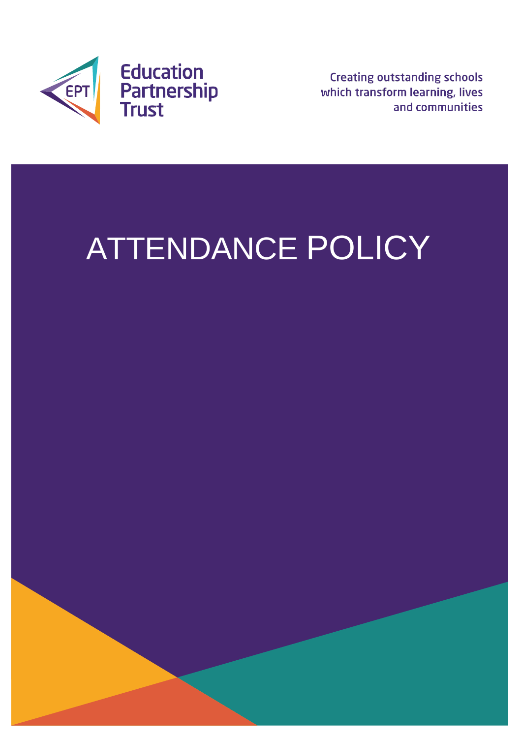Education Partnership Trust

Creating outstanding schools which transform learning, lives and communities

# ATTENDANCE POLICY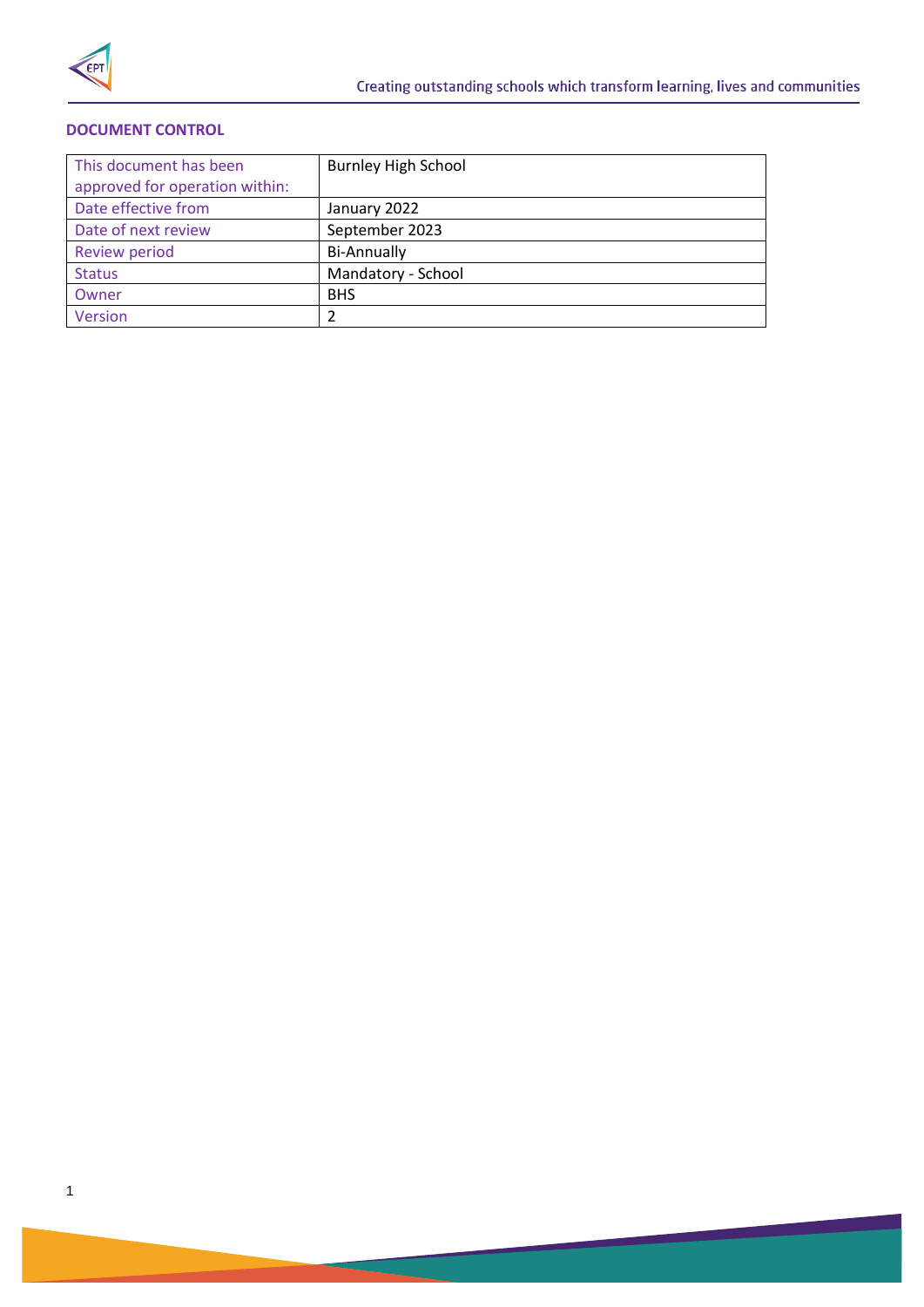**DOCUMENT CONTROL**

| This document has been approved for operation within: | Burnley High School |
|---|---|
| Date effective from | January 2022 |
| Date of next review | September 2023 |
| Review period | Bi-Annually |
| Status | Mandatory - School |
| Owner | BHS |
| Version | 2 |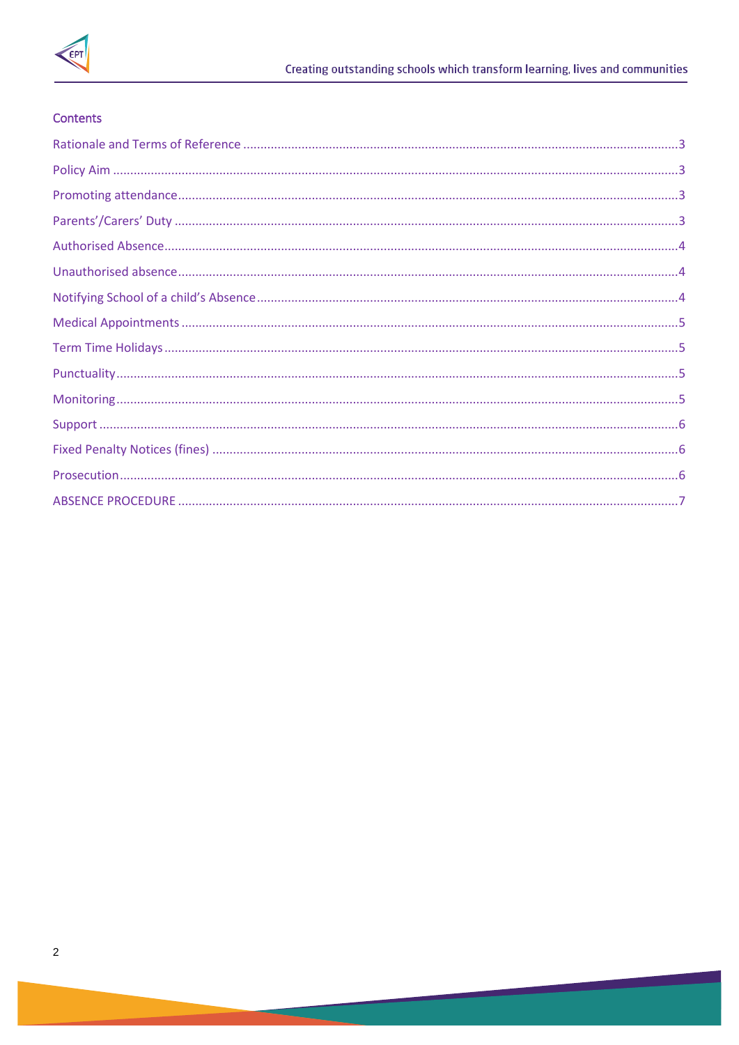## Contents

- Rationale and Terms of Reference ............ 3
- Policy Aim ............ 3
- Promoting attendance ............ 3
- Parents'/Carers' Duty ............ 3
- Authorised Absence ............ 4
- Unauthorised absence ............ 4
- Notifying School of a child's Absence ............ 4
- Medical Appointments ............ 5
- Term Time Holidays ............ 5
- Punctuality ............ 5
- Monitoring ............ 5
- Support ............ 6
- Fixed Penalty Notices (fines) ............ 6
- Prosecution ............ 6
- ABSENCE PROCEDURE ............ 7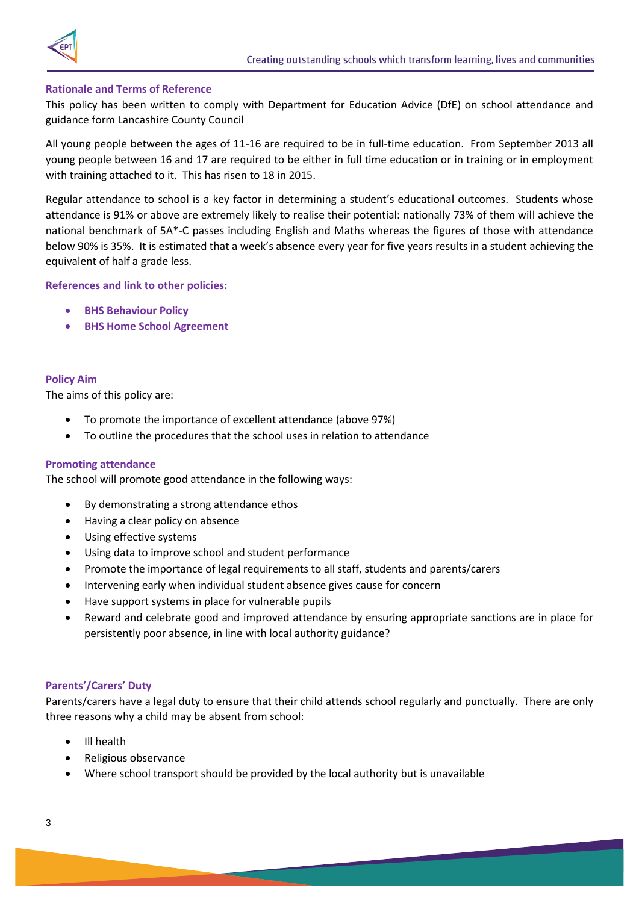## Rationale and Terms of Reference

This policy has been written to comply with Department for Education Advice (DfE) on school attendance and guidance form Lancashire County Council

All young people between the ages of 11-16 are required to be in full-time education. From September 2013 all young people between 16 and 17 are required to be either in full time education or in training or in employment with training attached to it. This has risen to 18 in 2015.

Regular attendance to school is a key factor in determining a student's educational outcomes. Students whose attendance is 91% or above are extremely likely to realise their potential: nationally 73% of them will achieve the national benchmark of 5A*-C passes including English and Maths whereas the figures of those with attendance below 90% is 35%. It is estimated that a week's absence every year for five years results in a student achieving the equivalent of half a grade less.

## References and link to other policies:

- **BHS Behaviour Policy**
- **BHS Home School Agreement**

## Policy Aim

The aims of this policy are:

- To promote the importance of excellent attendance (above 97%)
- To outline the procedures that the school uses in relation to attendance

## Promoting attendance

The school will promote good attendance in the following ways:

- By demonstrating a strong attendance ethos
- Having a clear policy on absence
- Using effective systems
- Using data to improve school and student performance
- Promote the importance of legal requirements to all staff, students and parents/carers
- Intervening early when individual student absence gives cause for concern
- Have support systems in place for vulnerable pupils
- Reward and celebrate good and improved attendance by ensuring appropriate sanctions are in place for persistently poor absence, in line with local authority guidance?

## Parents'/Carers' Duty

Parents/carers have a legal duty to ensure that their child attends school regularly and punctually. There are only three reasons why a child may be absent from school:

- Ill health
- Religious observance
- Where school transport should be provided by the local authority but is unavailable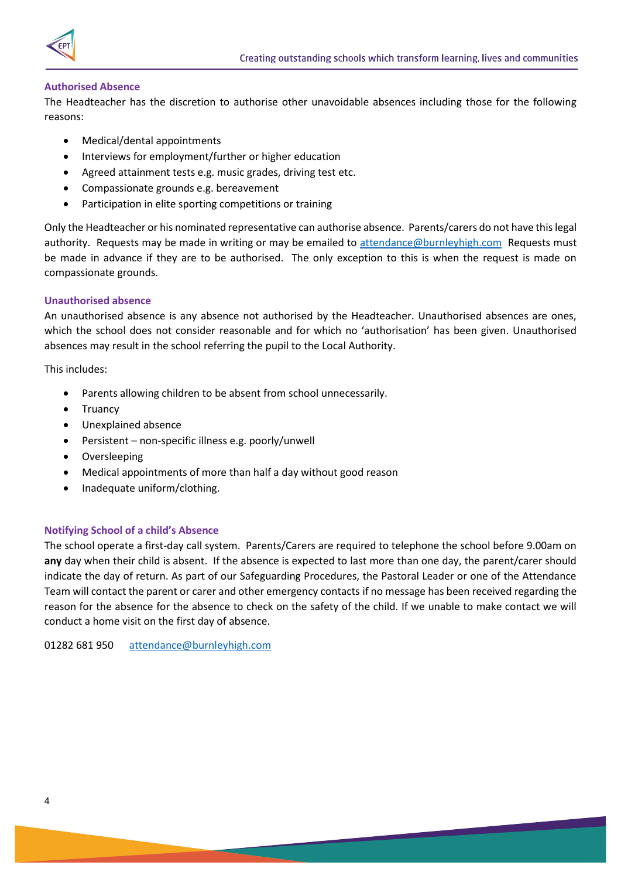### Authorised Absence

The Headteacher has the discretion to authorise other unavoidable absences including those for the following reasons:

- Medical/dental appointments
- Interviews for employment/further or higher education
- Agreed attainment tests e.g. music grades, driving test etc.
- Compassionate grounds e.g. bereavement
- Participation in elite sporting competitions or training

Only the Headteacher or his nominated representative can authorise absence. Parents/carers do not have this legal authority. Requests may be made in writing or may be emailed to attendance@burnleyhigh.com Requests must be made in advance if they are to be authorised. The only exception to this is when the request is made on compassionate grounds.

### Unauthorised absence

An unauthorised absence is any absence not authorised by the Headteacher. Unauthorised absences are ones, which the school does not consider reasonable and for which no 'authorisation' has been given. Unauthorised absences may result in the school referring the pupil to the Local Authority.

This includes:

- Parents allowing children to be absent from school unnecessarily.
- Truancy
- Unexplained absence
- Persistent – non-specific illness e.g. poorly/unwell
- Oversleeping
- Medical appointments of more than half a day without good reason
- Inadequate uniform/clothing.

### Notifying School of a child's Absence

The school operate a first-day call system. Parents/Carers are required to telephone the school before 9.00am on **any** day when their child is absent. If the absence is expected to last more than one day, the parent/carer should indicate the day of return. As part of our Safeguarding Procedures, the Pastoral Leader or one of the Attendance Team will contact the parent or carer and other emergency contacts if no message has been received regarding the reason for the absence for the absence to check on the safety of the child. If we unable to make contact we will conduct a home visit on the first day of absence.

01282 681 950 attendance@burnleyhigh.com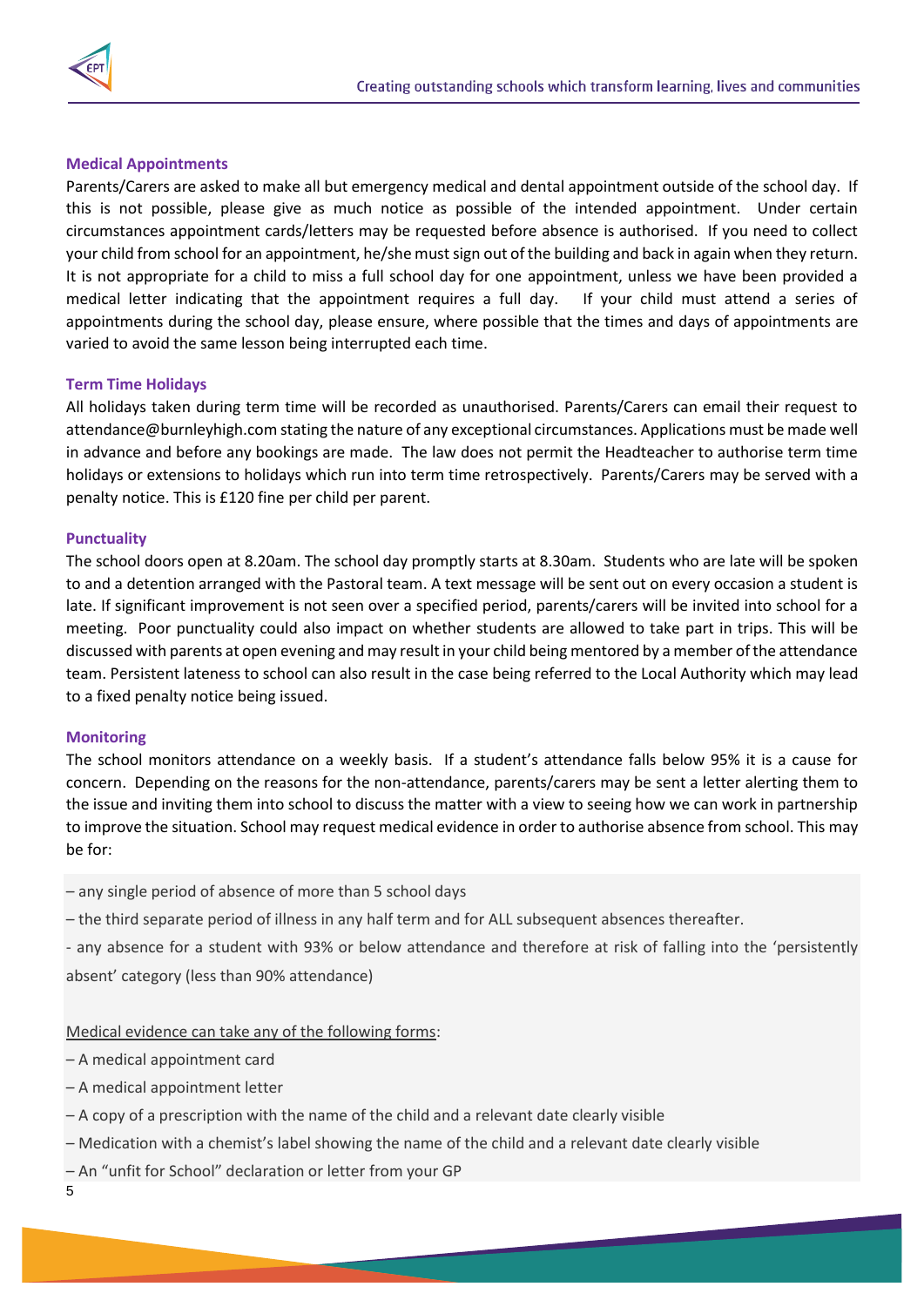### Medical Appointments

Parents/Carers are asked to make all but emergency medical and dental appointment outside of the school day. If this is not possible, please give as much notice as possible of the intended appointment. Under certain circumstances appointment cards/letters may be requested before absence is authorised. If you need to collect your child from school for an appointment, he/she must sign out of the building and back in again when they return. It is not appropriate for a child to miss a full school day for one appointment, unless we have been provided a medical letter indicating that the appointment requires a full day. If your child must attend a series of appointments during the school day, please ensure, where possible that the times and days of appointments are varied to avoid the same lesson being interrupted each time.

### Term Time Holidays

All holidays taken during term time will be recorded as unauthorised. Parents/Carers can email their request to attendance@burnleyhigh.com stating the nature of any exceptional circumstances. Applications must be made well in advance and before any bookings are made. The law does not permit the Headteacher to authorise term time holidays or extensions to holidays which run into term time retrospectively. Parents/Carers may be served with a penalty notice. This is £120 fine per child per parent.

### Punctuality

The school doors open at 8.20am. The school day promptly starts at 8.30am. Students who are late will be spoken to and a detention arranged with the Pastoral team. A text message will be sent out on every occasion a student is late. If significant improvement is not seen over a specified period, parents/carers will be invited into school for a meeting. Poor punctuality could also impact on whether students are allowed to take part in trips. This will be discussed with parents at open evening and may result in your child being mentored by a member of the attendance team. Persistent lateness to school can also result in the case being referred to the Local Authority which may lead to a fixed penalty notice being issued.

### Monitoring

The school monitors attendance on a weekly basis. If a student's attendance falls below 95% it is a cause for concern. Depending on the reasons for the non-attendance, parents/carers may be sent a letter alerting them to the issue and inviting them into school to discuss the matter with a view to seeing how we can work in partnership to improve the situation. School may request medical evidence in order to authorise absence from school. This may be for:

– any single period of absence of more than 5 school days

– the third separate period of illness in any half term and for ALL subsequent absences thereafter.

- any absence for a student with 93% or below attendance and therefore at risk of falling into the 'persistently absent' category (less than 90% attendance)

<u>Medical evidence can take any of the following forms</u>:

– A medical appointment card

– A medical appointment letter

– A copy of a prescription with the name of the child and a relevant date clearly visible

– Medication with a chemist's label showing the name of the child and a relevant date clearly visible

– An "unfit for School" declaration or letter from your GP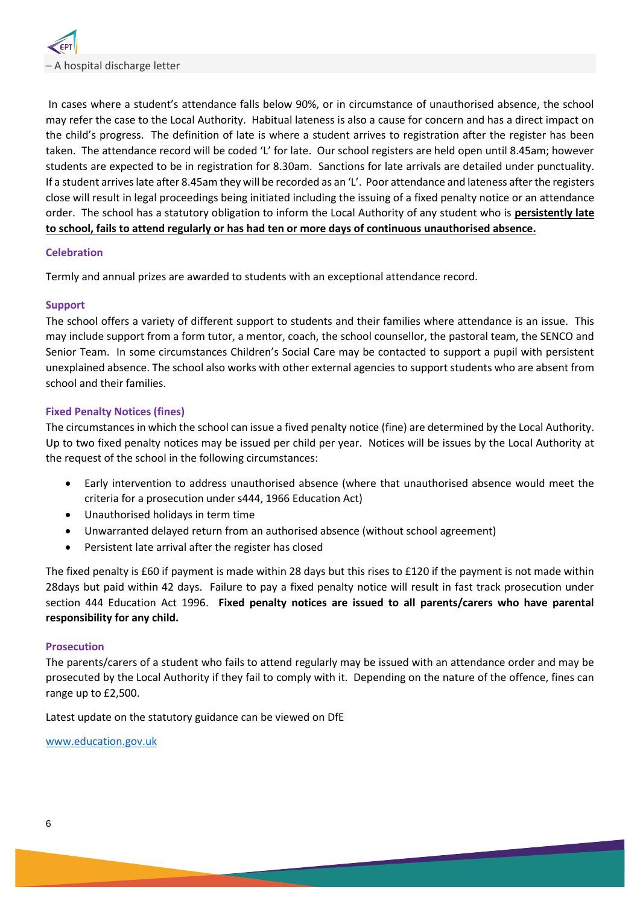– A hospital discharge letter

In cases where a student's attendance falls below 90%, or in circumstance of unauthorised absence, the school may refer the case to the Local Authority. Habitual lateness is also a cause for concern and has a direct impact on the child's progress. The definition of late is where a student arrives to registration after the register has been taken. The attendance record will be coded 'L' for late. Our school registers are held open until 8.45am; however students are expected to be in registration for 8.30am. Sanctions for late arrivals are detailed under punctuality. If a student arrives late after 8.45am they will be recorded as an 'L'. Poor attendance and lateness after the registers close will result in legal proceedings being initiated including the issuing of a fixed penalty notice or an attendance order. The school has a statutory obligation to inform the Local Authority of any student who is **persistently late to school, fails to attend regularly or has had ten or more days of continuous unauthorised absence.**

### Celebration

Termly and annual prizes are awarded to students with an exceptional attendance record.

### Support

The school offers a variety of different support to students and their families where attendance is an issue. This may include support from a form tutor, a mentor, coach, the school counsellor, the pastoral team, the SENCO and Senior Team. In some circumstances Children's Social Care may be contacted to support a pupil with persistent unexplained absence. The school also works with other external agencies to support students who are absent from school and their families.

### Fixed Penalty Notices (fines)

The circumstances in which the school can issue a fived penalty notice (fine) are determined by the Local Authority. Up to two fixed penalty notices may be issued per child per year. Notices will be issues by the Local Authority at the request of the school in the following circumstances:

- Early intervention to address unauthorised absence (where that unauthorised absence would meet the criteria for a prosecution under s444, 1966 Education Act)
- Unauthorised holidays in term time
- Unwarranted delayed return from an authorised absence (without school agreement)
- Persistent late arrival after the register has closed

The fixed penalty is £60 if payment is made within 28 days but this rises to £120 if the payment is not made within 28days but paid within 42 days. Failure to pay a fixed penalty notice will result in fast track prosecution under section 444 Education Act 1996. **Fixed penalty notices are issued to all parents/carers who have parental responsibility for any child.**

### Prosecution

The parents/carers of a student who fails to attend regularly may be issued with an attendance order and may be prosecuted by the Local Authority if they fail to comply with it. Depending on the nature of the offence, fines can range up to £2,500.

Latest update on the statutory guidance can be viewed on DfE

[www.education.gov.uk](http://www.education.gov.uk)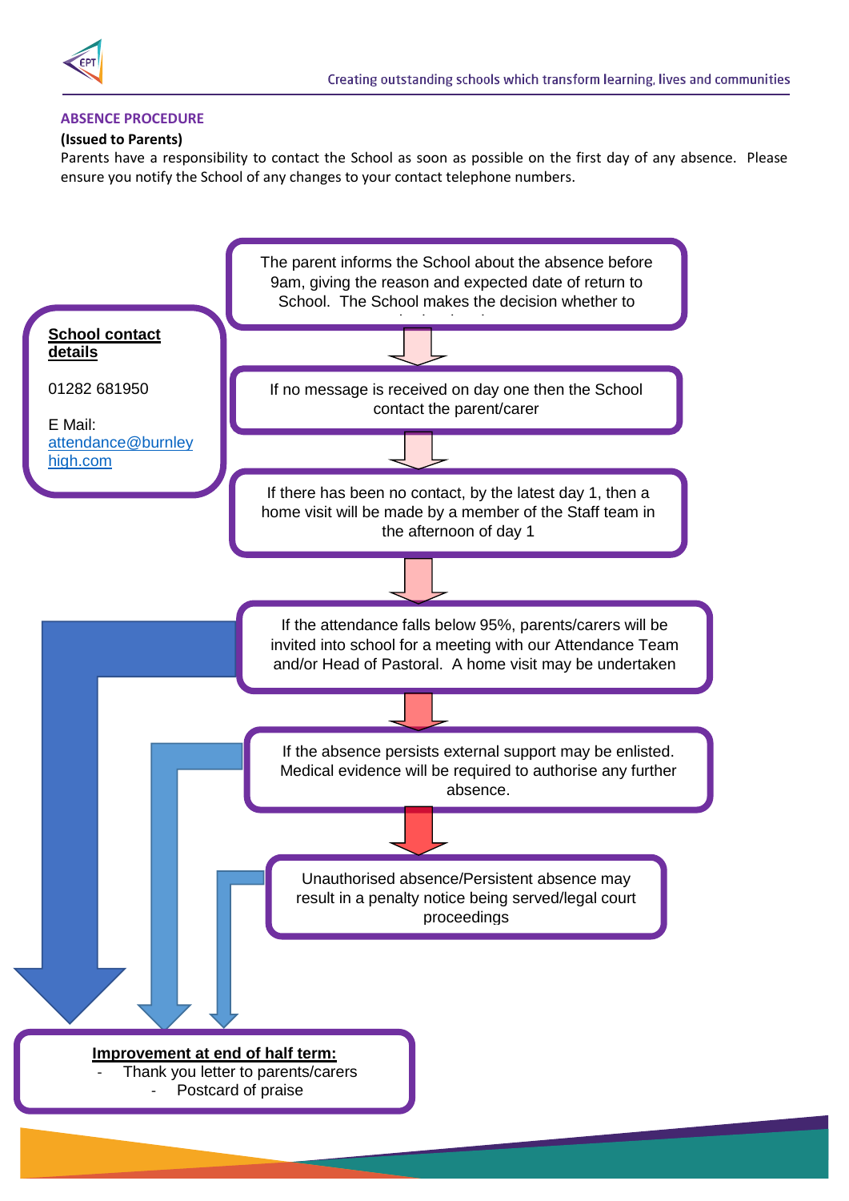## ABSENCE PROCEDURE

**(Issued to Parents)**

Parents have a responsibility to contact the School as soon as possible on the first day of any absence. Please ensure you notify the School of any changes to your contact telephone numbers.

**School contact details**

01282 681950

E Mail: attendance@burnleyhigh.com

The parent informs the School about the absence before 9am, giving the reason and expected date of return to School. The School makes the decision whether to

If no message is received on day one then the School contact the parent/carer

If there has been no contact, by the latest day 1, then a home visit will be made by a member of the Staff team in the afternoon of day 1

If the attendance falls below 95%, parents/carers will be invited into school for a meeting with our Attendance Team and/or Head of Pastoral. A home visit may be undertaken

If the absence persists external support may be enlisted. Medical evidence will be required to authorise any further absence.

Unauthorised absence/Persistent absence may result in a penalty notice being served/legal court proceedings

**Improvement at end of half term:**

- Thank you letter to parents/carers
- Postcard of praise